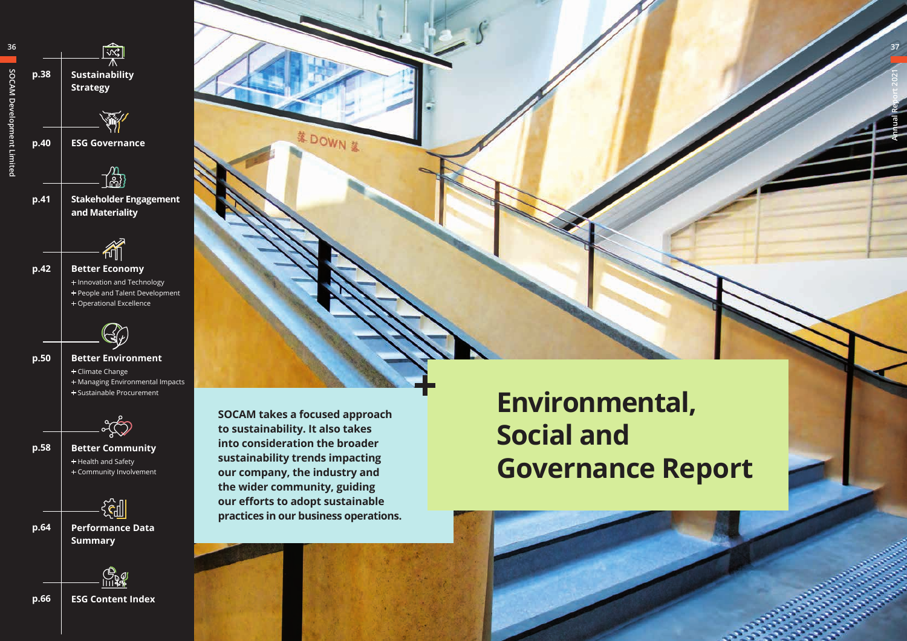# Environmental, Social and Governance Report

SOCAM takes a focused approach to sustainability. It also takes into consideration the broader sustainability trends impacting our company, the industry and the wider community, guiding our efforts to adopt sustainable practices in our business operations.

- p.38 **Sustainability Strategy**
- p.40 **ESG Governance**
- p.41 **Stakeholder Engagement and Materiality**
- p.42 **Better Economy**
  - + Innovation and Technology
  - + People and Talent Development
  - + Operational Excellence
- p.50 **Better Environment**
  - + Climate Change
  - + Managing Environmental Impacts
  - + Sustainable Procurement
- p.58 **Better Community**
  - + Health and Safety
  - + Community Involvement
- p.64 **Performance Data Summary**
- p.66 **ESG Content Index**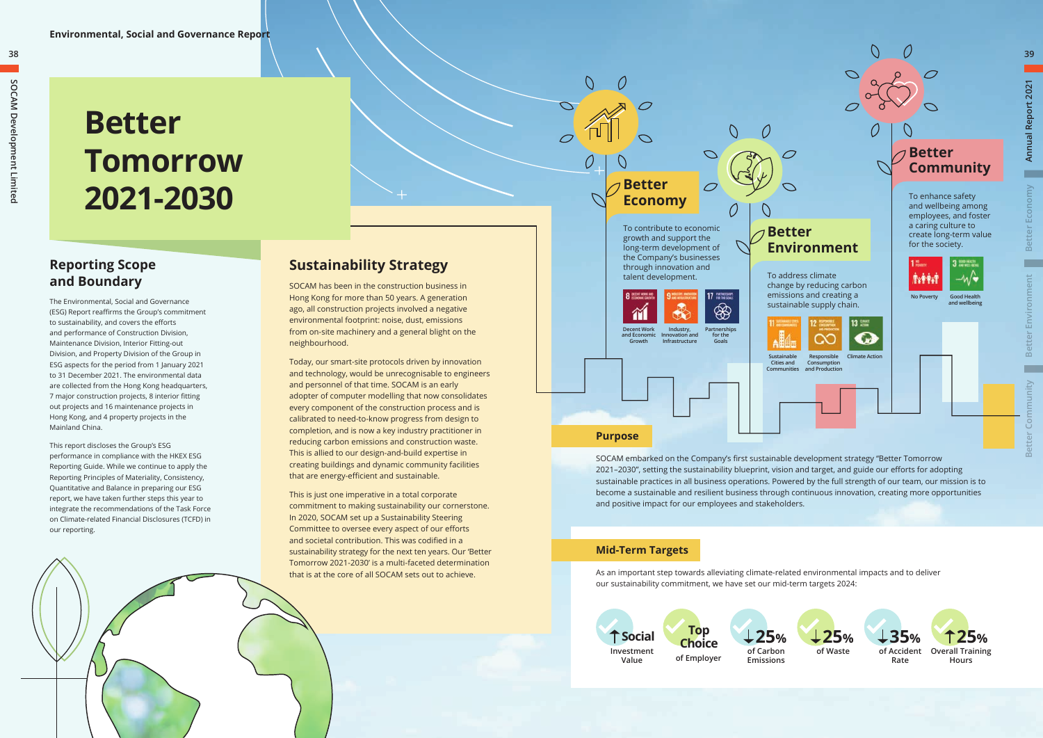# Better Tomorrow 2021-2030

## Reporting Scope and Boundary

The Environmental, Social and Governance (ESG) Report reaffirms the Group's commitment to sustainability, and covers the efforts and performance of Construction Division, Maintenance Division, Interior Fitting-out Division, and Property Division of the Group in ESG aspects for the period from 1 January 2021 to 31 December 2021. The environmental data are collected from the Hong Kong headquarters, 7 major construction projects, 8 interior fitting out projects and 16 maintenance projects in Hong Kong, and 4 property projects in the Mainland China.

This report discloses the Group's ESG performance in compliance with the HKEX ESG Reporting Guide. While we continue to apply the Reporting Principles of Materiality, Consistency, Quantitative and Balance in preparing our ESG report, we have taken further steps this year to integrate the recommendations of the Task Force on Climate-related Financial Disclosures (TCFD) in our reporting.

## Sustainability Strategy

SOCAM has been in the construction business in Hong Kong for more than 50 years. A generation ago, all construction projects involved a negative environmental footprint: noise, dust, emissions from on-site machinery and a general blight on the neighbourhood.

Today, our smart-site protocols driven by innovation and technology, would be unrecognisable to engineers and personnel of that time. SOCAM is an early adopter of computer modelling that now consolidates every component of the construction process and is calibrated to need-to-know progress from design to completion, and is now a key industry practitioner in reducing carbon emissions and construction waste. This is allied to our design-and-build expertise in creating buildings and dynamic community facilities that are energy-efficient and sustainable.

This is just one imperative in a total corporate commitment to making sustainability our cornerstone. In 2020, SOCAM set up a Sustainability Steering Committee to oversee every aspect of our efforts and societal contribution. This was codified in a sustainability strategy for the next ten years. Our 'Better Tomorrow 2021-2030' is a multi-faceted determination that is at the core of all SOCAM sets out to achieve.

### Better Economy

To contribute to economic growth and support the long-term development of the Company's businesses through innovation and talent development.

- 8 Decent Work and Economic Growth
- 9 Industry, Innovation and Infrastructure
- 17 Partnerships for the Goals

### Better Environment

To address climate change by reducing carbon emissions and creating a sustainable supply chain.

- 11 Sustainable Cities and Communities
- 12 Responsible Consumption and Production
- 13 Climate Action

### Better Community

To enhance safety and wellbeing among employees, and foster a caring culture to create long-term value for the society.

- 1 No Poverty
- 3 Good Health and wellbeing

## Purpose

SOCAM embarked on the Company's first sustainable development strategy "Better Tomorrow 2021–2030", setting the sustainability blueprint, vision and target, and guide our efforts for adopting sustainable practices in all business operations. Powered by the full strength of our team, our mission is to become a sustainable and resilient business through continuous innovation, creating more opportunities and positive impact for our employees and stakeholders.

## Mid-Term Targets

As an important step towards alleviating climate-related environmental impacts and to deliver our sustainability commitment, we have set our mid-term targets 2024:

- ↑ Social Investment Value
- Top Choice of Employer
- ↓25% of Carbon Emissions
- ↓25% of Waste
- ↓35% of Accident Rate
- ↑25% Overall Training Hours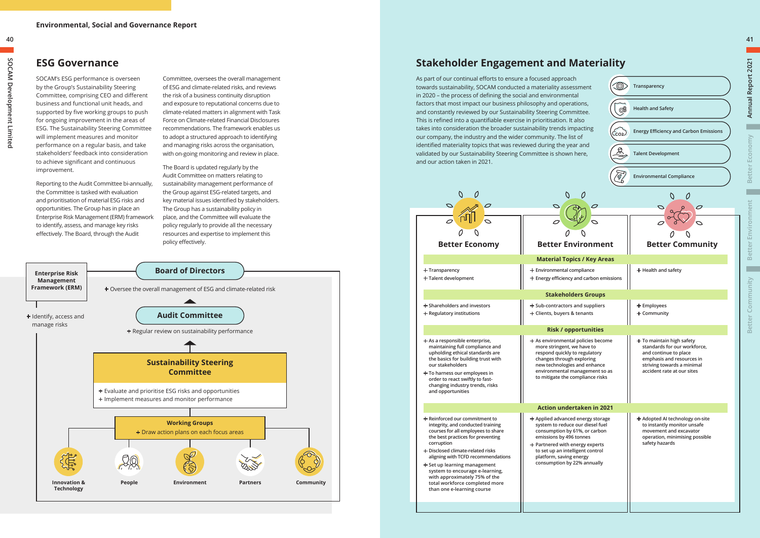## ESG Governance

SOCAM's ESG performance is overseen by the Group's Sustainability Steering Committee, comprising CEO and different business and functional unit heads, and supported by five working groups to push for ongoing improvement in the areas of ESG. The Sustainability Steering Committee will implement measures and monitor performance on a regular basis, and take stakeholders' feedback into consideration to achieve significant and continuous improvement.

Reporting to the Audit Committee bi-annually, the Committee is tasked with evaluation and prioritisation of material ESG risks and opportunities. The Group has in place an Enterprise Risk Management (ERM) framework to identify, assess, and manage key risks effectively. The Board, through the Audit Committee, oversees the overall management of ESG and climate-related risks, and reviews the risk of a business continuity disruption and exposure to reputational concerns due to climate-related matters in alignment with Task Force on Climate-related Financial Disclosures recommendations. The framework enables us to adopt a structured approach to identifying and managing risks across the organisation, with on-going monitoring and review in place.

The Board is updated regularly by the Audit Committee on matters relating to sustainability management performance of the Group against ESG-related targets, and key material issues identified by stakeholders. The Group has a sustainability policy in place, and the Committee will evaluate the policy regularly to provide all the necessary resources and expertise to implement this policy effectively.

**Enterprise Risk Management Framework (ERM)**
+ Identify, access and manage risks

**Board of Directors**
+ Oversee the overall management of ESG and climate-related risk

**Audit Committee**
+ Regular review on sustainability performance

**Sustainability Steering Committee**
+ Evaluate and prioritise ESG risks and opportunities
+ Implement measures and monitor performance

**Working Groups**
+ Draw action plans on each focus areas

Innovation & Technology | People | Environment | Partners | Community

## Stakeholder Engagement and Materiality

As part of our continual efforts to ensure a focused approach towards sustainability, SOCAM conducted a materiality assessment in 2020 – the process of defining the social and environmental factors that most impact our business philosophy and operations, and constantly reviewed by our Sustainability Steering Committee. This is refined into a quantifiable exercise in prioritisation. It also takes into consideration the broader sustainability trends impacting our company, the industry and the wider community. The list of identified materiality topics that was reviewed during the year and validated by our Sustainability Steering Committee is shown here, and our action taken in 2021.

- Transparency
- Health and Safety
- Energy Efficiency and Carbon Emissions
- Talent Development
- Environmental Compliance

| Better Economy | Better Environment | Better Community |
|---|---|---|
| **Material Topics / Key Areas** | | |
| + Transparency<br>+ Talent development | + Environmental compliance<br>+ Energy efficiency and carbon emissions | + Health and safety |
| **Stakeholders Groups** | | |
| + Shareholders and investors<br>+ Regulatory institutions | + Sub-contractors and suppliers<br>+ Clients, buyers & tenants | + Employees<br>+ Community |
| **Risk / opportunities** | | |
| + As a responsible enterprise, maintaining full compliance and upholding ethical standards are the basics for building trust with our stakeholders<br>+ To harness our employees in order to react swiftly to fast-changing industry trends, risks and opportunities | + As environmental policies become more stringent, we have to respond quickly to regulatory changes through exploring new technologies and enhance environmental management so as to mitigate the compliance risks | + To maintain high safety standards for our workforce, and continue to place emphasis and resources in striving towards a minimal accident rate at our sites |
| **Action undertaken in 2021** | | |
| + Reinforced our commitment to integrity, and conducted training courses for all employees to share the best practices for preventing corruption<br>+ Disclosed climate-related risks aligning with TCFD recommendations<br>+ Set up learning management system to encourage e-learning, with approximately 75% of the total workforce completed more than one e-learning course | + Applied advanced energy storage system to reduce our diesel fuel consumption by 61%, or carbon emissions by 496 tonnes<br>+ Partnered with energy experts to set up an intelligent control platform, saving energy consumption by 22% annually | + Adopted AI technology on-site to instantly monitor unsafe movement and excavator operation, minimising possible safety hazards |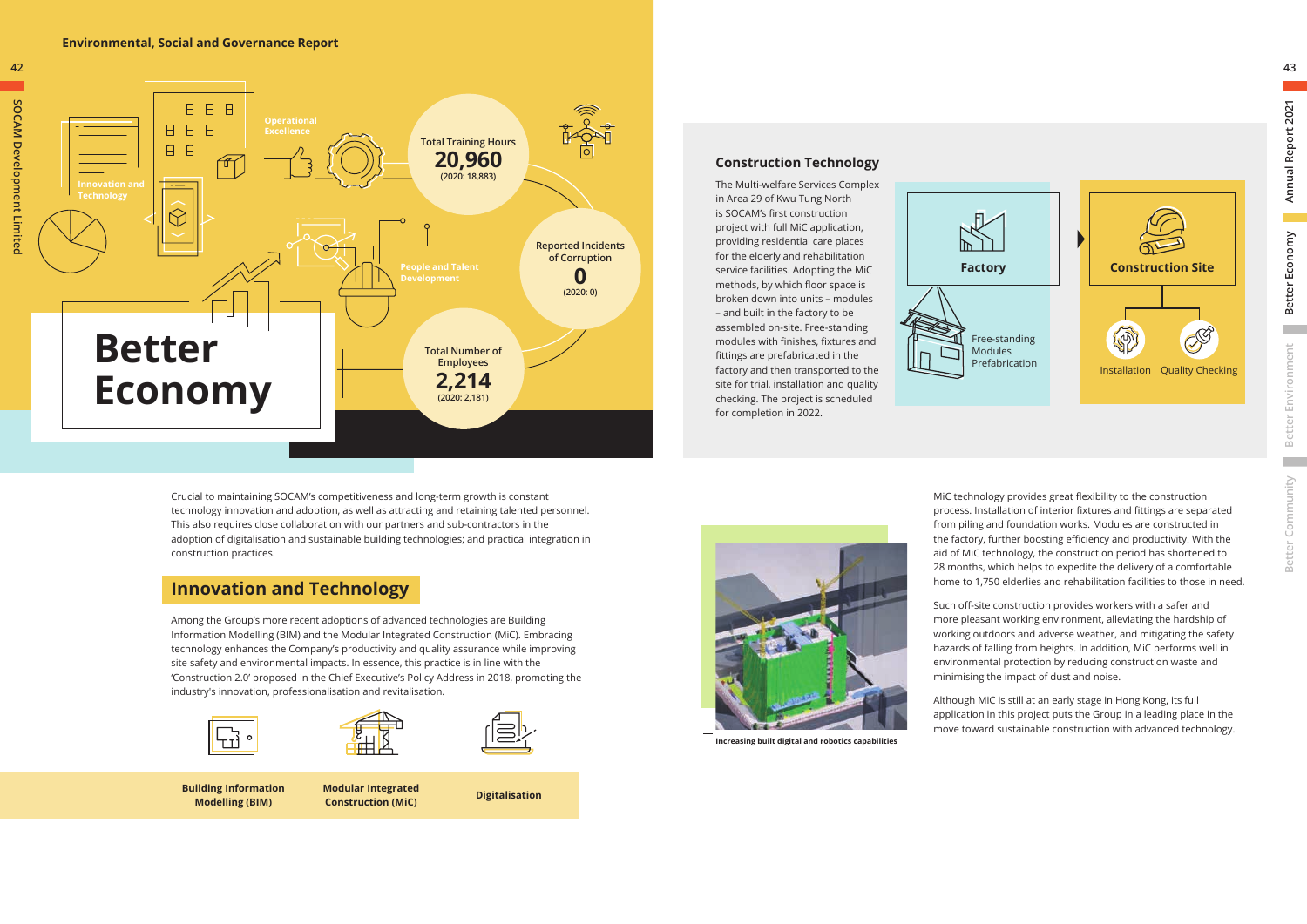# Better Economy

Operational Excellence

Innovation and Technology

People and Talent Development

Total Training Hours
**20,960**
(2020: 18,883)

Reported Incidents of Corruption
**0**
(2020: 0)

Total Number of Employees
**2,214**
(2020: 2,181)

Crucial to maintaining SOCAM's competitiveness and long-term growth is constant technology innovation and adoption, as well as attracting and retaining talented personnel. This also requires close collaboration with our partners and sub-contractors in the adoption of digitalisation and sustainable building technologies; and practical integration in construction practices.

## Innovation and Technology

Among the Group's more recent adoptions of advanced technologies are Building Information Modelling (BIM) and the Modular Integrated Construction (MiC). Embracing technology enhances the Company's productivity and quality assurance while improving site safety and environmental impacts. In essence, this practice is in line with the 'Construction 2.0' proposed in the Chief Executive's Policy Address in 2018, promoting the industry's innovation, professionalisation and revitalisation.

**Building Information Modelling (BIM)** | **Modular Integrated Construction (MiC)** | **Digitalisation**

### Construction Technology

The Multi-welfare Services Complex in Area 29 of Kwu Tung North is SOCAM's first construction project with full MiC application, providing residential care places for the elderly and rehabilitation service facilities. Adopting the MiC methods, by which floor space is broken down into units – modules – and built in the factory to be assembled on-site. Free-standing modules with finishes, fixtures and fittings are prefabricated in the factory and then transported to the site for trial, installation and quality checking. The project is scheduled for completion in 2022.

**Factory**
Free-standing Modules Prefabrication

**Construction Site**
Installation | Quality Checking

Increasing built digital and robotics capabilities

MiC technology provides great flexibility to the construction process. Installation of interior fixtures and fittings are separated from piling and foundation works. Modules are constructed in the factory, further boosting efficiency and productivity. With the aid of MiC technology, the construction period has shortened to 28 months, which helps to expedite the delivery of a comfortable home to 1,750 elderlies and rehabilitation facilities to those in need.

Such off-site construction provides workers with a safer and more pleasant working environment, alleviating the hardship of working outdoors and adverse weather, and mitigating the safety hazards of falling from heights. In addition, MiC performs well in environmental protection by reducing construction waste and minimising the impact of dust and noise.

Although MiC is still at an early stage in Hong Kong, its full application in this project puts the Group in a leading place in the move toward sustainable construction with advanced technology.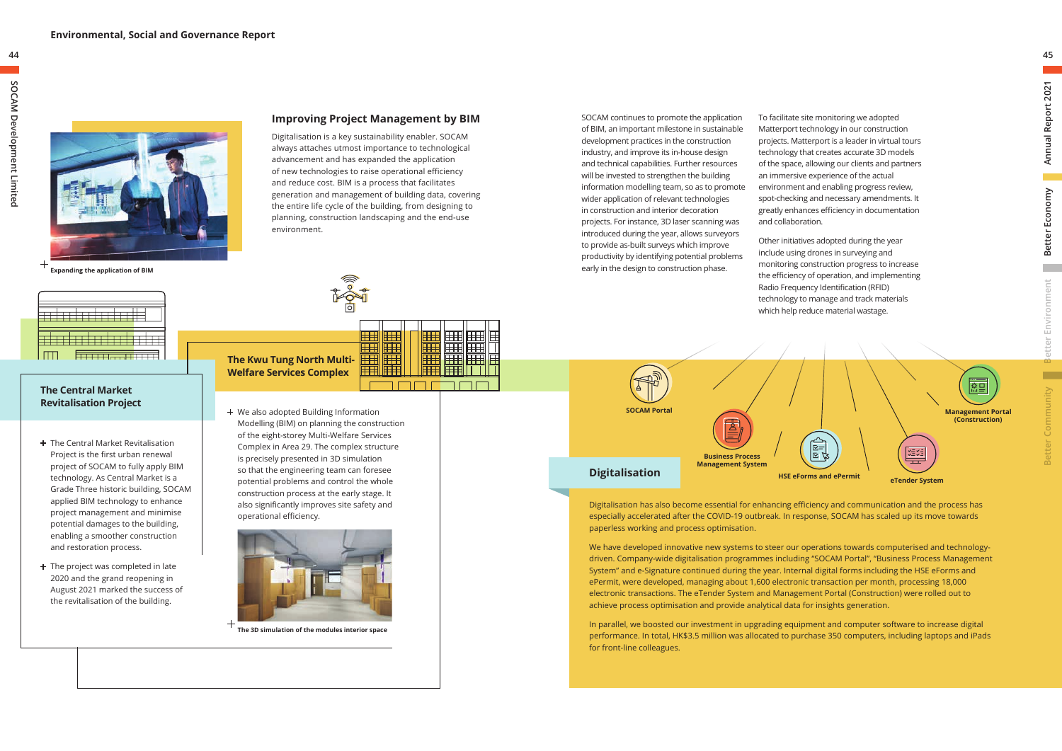## Improving Project Management by BIM

Digitalisation is a key sustainability enabler. SOCAM always attaches utmost importance to technological advancement and has expanded the application of new technologies to raise operational efficiency and reduce cost. BIM is a process that facilitates generation and management of building data, covering the entire life cycle of the building, from designing to planning, construction landscaping and the end-use environment.

Expanding the application of BIM

### The Central Market Revitalisation Project

- The Central Market Revitalisation Project is the first urban renewal project of SOCAM to fully apply BIM technology. As Central Market is a Grade Three historic building, SOCAM applied BIM technology to enhance project management and minimise potential damages to the building, enabling a smoother construction and restoration process.
- The project was completed in late 2020 and the grand reopening in August 2021 marked the success of the revitalisation of the building.

### The Kwu Tung North Multi-Welfare Services Complex

- We also adopted Building Information Modelling (BIM) on planning the construction of the eight-storey Multi-Welfare Services Complex in Area 29. The complex structure is precisely presented in 3D simulation so that the engineering team can foresee potential problems and control the whole construction process at the early stage. It also significantly improves site safety and operational efficiency.

The 3D simulation of the modules interior space

SOCAM continues to promote the application of BIM, an important milestone in sustainable development practices in the construction industry, and improve its in-house design and technical capabilities. Further resources will be invested to strengthen the building information modelling team, so as to promote wider application of relevant technologies in construction and interior decoration projects. For instance, 3D laser scanning was introduced during the year, allows surveyors to provide as-built surveys which improve productivity by identifying potential problems early in the design to construction phase.

To facilitate site monitoring we adopted Matterport technology in our construction projects. Matterport is a leader in virtual tours technology that creates accurate 3D models of the space, allowing our clients and partners an immersive experience of the actual environment and enabling progress review, spot-checking and necessary amendments. It greatly enhances efficiency in documentation and collaboration.

Other initiatives adopted during the year include using drones in surveying and monitoring construction progress to increase the efficiency of operation, and implementing Radio Frequency Identification (RFID) technology to manage and track materials which help reduce material wastage.

SOCAM Portal

Business Process Management System

HSE eForms and ePermit

eTender System

Management Portal (Construction)

### Digitalisation

Digitalisation has also become essential for enhancing efficiency and communication and the process has especially accelerated after the COVID-19 outbreak. In response, SOCAM has scaled up its move towards paperless working and process optimisation.

We have developed innovative new systems to steer our operations towards computerised and technology-driven. Company-wide digitalisation programmes including "SOCAM Portal", "Business Process Management System" and e-Signature continued during the year. Internal digital forms including the HSE eForms and ePermit, were developed, managing about 1,600 electronic transaction per month, processing 18,000 electronic transactions. The eTender System and Management Portal (Construction) were rolled out to achieve process optimisation and provide analytical data for insights generation.

In parallel, we boosted our investment in upgrading equipment and computer software to increase digital performance. In total, HK$3.5 million was allocated to purchase 350 computers, including laptops and iPads for front-line colleagues.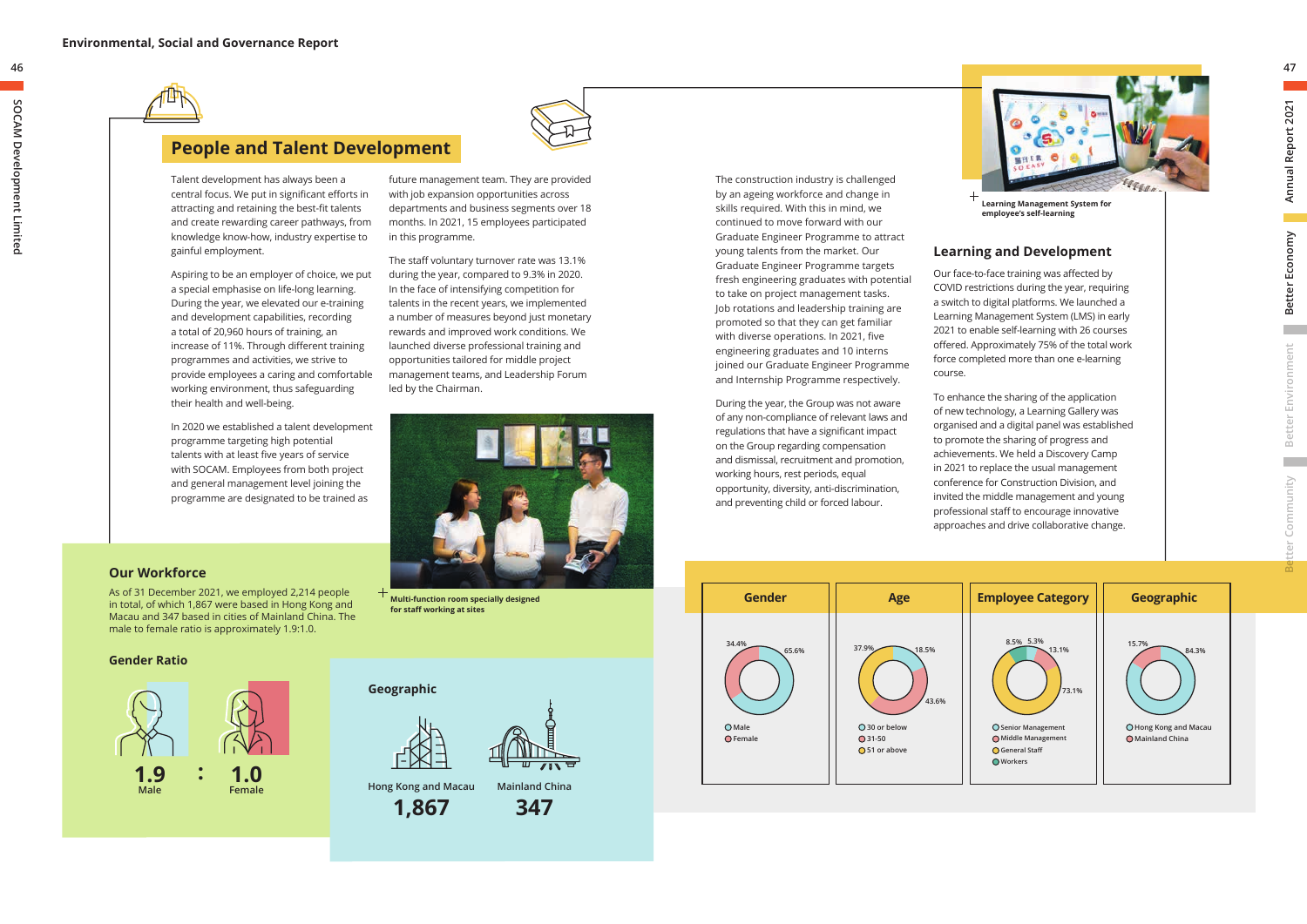## People and Talent Development

Talent development has always been a central focus. We put in significant efforts in attracting and retaining the best-fit talents and create rewarding career pathways, from knowledge know-how, industry expertise to gainful employment.

Aspiring to be an employer of choice, we put a special emphasise on life-long learning. During the year, we elevated our e-training and development capabilities, recording a total of 20,960 hours of training, an increase of 11%. Through different training programmes and activities, we strive to provide employees a caring and comfortable working environment, thus safeguarding their health and well-being.

In 2020 we established a talent development programme targeting high potential talents with at least five years of service with SOCAM. Employees from both project and general management level joining the programme are designated to be trained as future management team. They are provided with job expansion opportunities across departments and business segments over 18 months. In 2021, 15 employees participated in this programme.

The staff voluntary turnover rate was 13.1% during the year, compared to 9.3% in 2020. In the face of intensifying competition for talents in the recent years, we implemented a number of measures beyond just monetary rewards and improved work conditions. We launched diverse professional training and opportunities tailored for middle project management teams, and Leadership Forum led by the Chairman.

Multi-function room specially designed for staff working at sites

The construction industry is challenged by an ageing workforce and change in skills required. With this in mind, we continued to move forward with our Graduate Engineer Programme to attract young talents from the market. Our Graduate Engineer Programme targets fresh engineering graduates with potential to take on project management tasks. Job rotations and leadership training are promoted so that they can get familiar with diverse operations. In 2021, five engineering graduates and 10 interns joined our Graduate Engineer Programme and Internship Programme respectively.

During the year, the Group was not aware of any non-compliance of relevant laws and regulations that have a significant impact on the Group regarding compensation and dismissal, recruitment and promotion, working hours, rest periods, equal opportunity, diversity, anti-discrimination, and preventing child or forced labour.

Learning Management System for employee's self-learning

### Learning and Development

Our face-to-face training was affected by COVID restrictions during the year, requiring a switch to digital platforms. We launched a Learning Management System (LMS) in early 2021 to enable self-learning with 26 courses offered. Approximately 75% of the total work force completed more than one e-learning course.

To enhance the sharing of the application of new technology, a Learning Gallery was organised and a digital panel was established to promote the sharing of progress and achievements. We held a Discovery Camp in 2021 to replace the usual management conference for Construction Division, and invited the middle management and young professional staff to encourage innovative approaches and drive collaborative change.

### Our Workforce

As of 31 December 2021, we employed 2,214 people in total, of which 1,867 were based in Hong Kong and Macau and 347 based in cities of Mainland China. The male to female ratio is approximately 1.9:1.0.

#### Gender Ratio

**1.9** Male : **1.0** Female

#### Geographic

| Hong Kong and Macau | Mainland China |
|---|---|
| **1,867** | **347** |

| Gender | Age | Employee Category | Geographic |
|---|---|---|---|
| Male 65.6% | 30 or below 18.5% | Senior Management 5.3% | Hong Kong and Macau 84.3% |
| Female 34.4% | 31-50 43.6% | Middle Management 13.1% | Mainland China 15.7% |
| | 51 or above 37.9% | General Staff 73.1% | |
| | | Workers 8.5% | |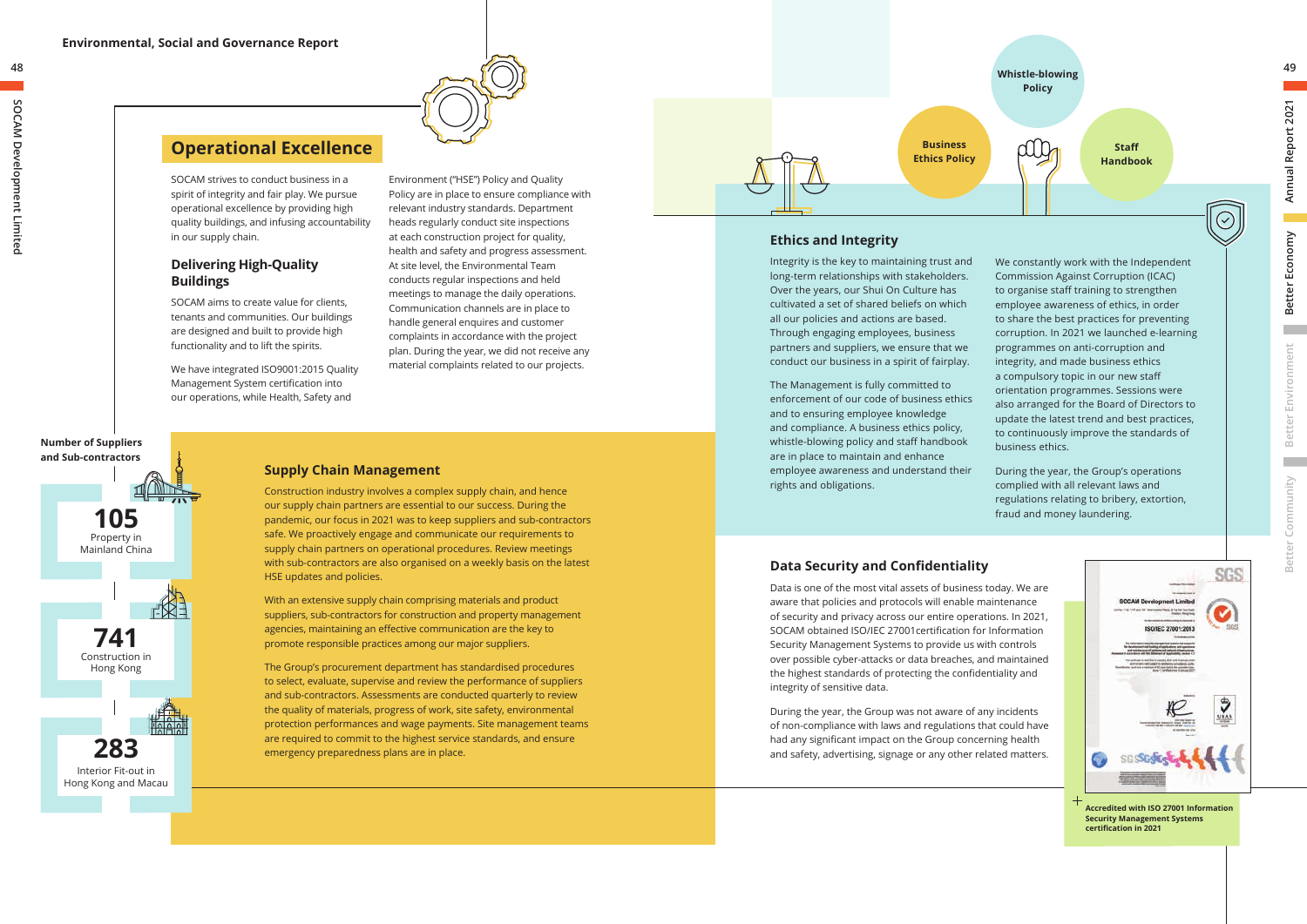## Operational Excellence

SOCAM strives to conduct business in a spirit of integrity and fair play. We pursue operational excellence by providing high quality buildings, and infusing accountability in our supply chain.

### Delivering High-Quality Buildings

SOCAM aims to create value for clients, tenants and communities. Our buildings are designed and built to provide high functionality and to lift the spirits.

We have integrated ISO9001:2015 Quality Management System certification into our operations, while Health, Safety and Environment ("HSE") Policy and Quality Policy are in place to ensure compliance with relevant industry standards. Department heads regularly conduct site inspections at each construction project for quality, health and safety and progress assessment. At site level, the Environmental Team conducts regular inspections and held meetings to manage the daily operations. Communication channels are in place to handle general enquires and customer complaints in accordance with the project plan. During the year, we did not receive any material complaints related to our projects.

**Number of Suppliers and Sub-contractors**

**105**
Property in Mainland China

**741**
Construction in Hong Kong

**283**
Interior Fit-out in Hong Kong and Macau

### Supply Chain Management

Construction industry involves a complex supply chain, and hence our supply chain partners are essential to our success. During the pandemic, our focus in 2021 was to keep suppliers and sub-contractors safe. We proactively engage and communicate our requirements to supply chain partners on operational procedures. Review meetings with sub-contractors are also organised on a weekly basis on the latest HSE updates and policies.

With an extensive supply chain comprising materials and product suppliers, sub-contractors for construction and property management agencies, maintaining an effective communication are the key to promote responsible practices among our major suppliers.

The Group's procurement department has standardised procedures to select, evaluate, supervise and review the performance of suppliers and sub-contractors. Assessments are conducted quarterly to review the quality of materials, progress of work, site safety, environmental protection performances and wage payments. Site management teams are required to commit to the highest service standards, and ensure emergency preparedness plans are in place.

Whistle-blowing Policy

Business Ethics Policy

Staff Handbook

### Ethics and Integrity

Integrity is the key to maintaining trust and long-term relationships with stakeholders. Over the years, our Shui On Culture has cultivated a set of shared beliefs on which all our policies and actions are based. Through engaging employees, business partners and suppliers, we ensure that we conduct our business in a spirit of fairplay.

The Management is fully committed to enforcement of our code of business ethics and to ensuring employee knowledge and compliance. A business ethics policy, whistle-blowing policy and staff handbook are in place to maintain and enhance employee awareness and understand their rights and obligations.

We constantly work with the Independent Commission Against Corruption (ICAC) to organise staff training to strengthen employee awareness of ethics, in order to share the best practices for preventing corruption. In 2021 we launched e-learning programmes on anti-corruption and integrity, and made business ethics a compulsory topic in our new staff orientation programmes. Sessions were also arranged for the Board of Directors to update the latest trend and best practices, to continuously improve the standards of business ethics.

During the year, the Group's operations complied with all relevant laws and regulations relating to bribery, extortion, fraud and money laundering.

### Data Security and Confidentiality

Data is one of the most vital assets of business today. We are aware that policies and protocols will enable maintenance of security and privacy across our entire operations. In 2021, SOCAM obtained ISO/IEC 27001certification for Information Security Management Systems to provide us with controls over possible cyber-attacks or data breaches, and maintained the highest standards of protecting the confidentiality and integrity of sensitive data.

During the year, the Group was not aware of any incidents of non-compliance with laws and regulations that could have had any significant impact on the Group concerning health and safety, advertising, signage or any other related matters.

**Accredited with ISO 27001 Information Security Management Systems certification in 2021**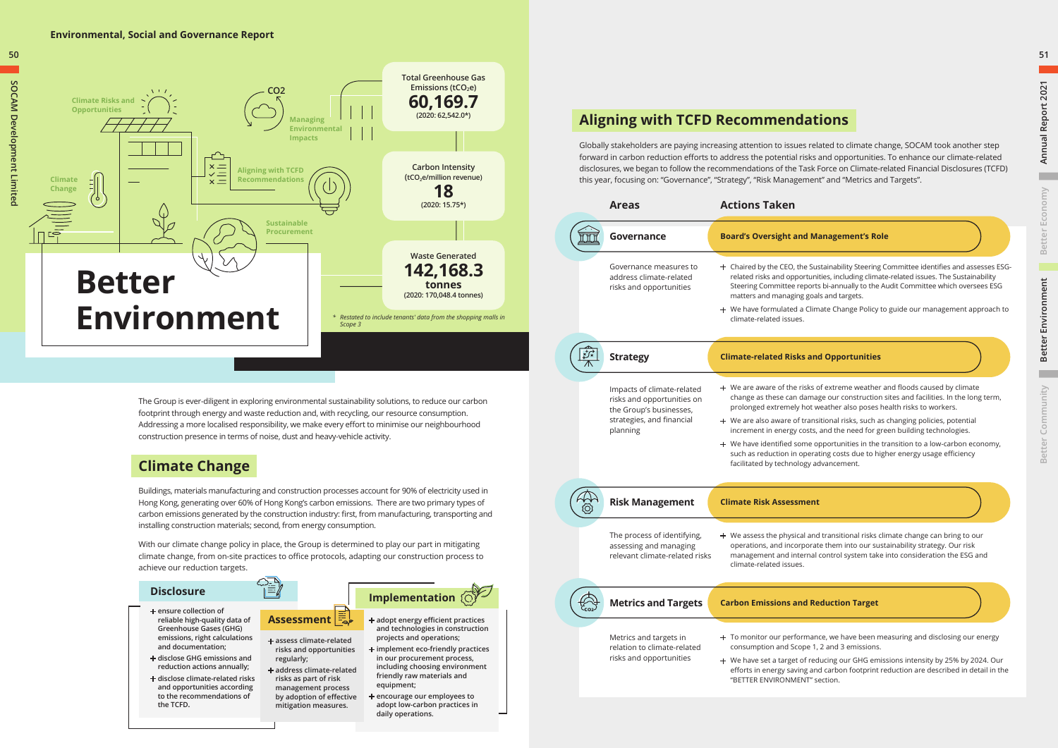# Better Environment

Climate Risks and Opportunities

Managing Environmental Impacts

Climate Change

Aligning with TCFD Recommendations

Sustainable Procurement

Total Greenhouse Gas Emissions ($tCO_2e$)
**60,169.7**
(2020: 62,542.0*)

Carbon Intensity
($tCO_2e$/million revenue)
**18**
(2020: 15.75*)

Waste Generated
**142,168.3 tonnes**
(2020: 170,048.4 tonnes)

*\* Restated to include tenants' data from the shopping malls in Scope 3*

The Group is ever-diligent in exploring environmental sustainability solutions, to reduce our carbon footprint through energy and waste reduction and, with recycling, our resource consumption. Addressing a more localised responsibility, we make every effort to minimise our neighbourhood construction presence in terms of noise, dust and heavy-vehicle activity.

## Climate Change

Buildings, materials manufacturing and construction processes account for 90% of electricity used in Hong Kong, generating over 60% of Hong Kong's carbon emissions. There are two primary types of carbon emissions generated by the construction industry: first, from manufacturing, transporting and installing construction materials; second, from energy consumption.

With our climate change policy in place, the Group is determined to play our part in mitigating climate change, from on-site practices to office protocols, adapting our construction process to achieve our reduction targets.

### Disclosure

- ensure collection of reliable high-quality data of Greenhouse Gases (GHG) emissions, right calculations and documentation;
- disclose GHG emissions and reduction actions annually;
- disclose climate-related risks and opportunities according to the recommendations of the TCFD.

### Assessment

- assess climate-related risks and opportunities regularly;
- address climate-related risks as part of risk management process by adoption of effective mitigation measures.

### Implementation

- adopt energy efficient practices and technologies in construction projects and operations;
- implement eco-friendly practices in our procurement process, including choosing environment friendly raw materials and equipment;
- encourage our employees to adopt low-carbon practices in daily operations.

## Aligning with TCFD Recommendations

Globally stakeholders are paying increasing attention to issues related to climate change, SOCAM took another step forward in carbon reduction efforts to address the potential risks and opportunities. To enhance our climate-related disclosures, we began to follow the recommendations of the Task Force on Climate-related Financial Disclosures (TCFD) this year, focusing on: "Governance", "Strategy", "Risk Management" and "Metrics and Targets".

| Areas | Actions Taken |
|---|---|
| **Governance** | **Board's Oversight and Management's Role** |
| Governance measures to address climate-related risks and opportunities | + Chaired by the CEO, the Sustainability Steering Committee identifies and assesses ESG-related risks and opportunities, including climate-related issues. The Sustainability Steering Committee reports bi-annually to the Audit Committee which oversees ESG matters and managing goals and targets.<br>+ We have formulated a Climate Change Policy to guide our management approach to climate-related issues. |
| **Strategy** | **Climate-related Risks and Opportunities** |
| Impacts of climate-related risks and opportunities on the Group's businesses, strategies, and financial planning | + We are aware of the risks of extreme weather and floods caused by climate change as these can damage our construction sites and facilities. In the long term, prolonged extremely hot weather also poses health risks to workers.<br>+ We are also aware of transitional risks, such as changing policies, potential increment in energy costs, and the need for green building technologies.<br>+ We have identified some opportunities in the transition to a low-carbon economy, such as reduction in operating costs due to higher energy usage efficiency facilitated by technology advancement. |
| **Risk Management** | **Climate Risk Assessment** |
| The process of identifying, assessing and managing relevant climate-related risks | + We assess the physical and transitional risks climate change can bring to our operations, and incorporate them into our sustainability strategy. Our risk management and internal control system take into consideration the ESG and climate-related issues. |
| **Metrics and Targets** | **Carbon Emissions and Reduction Target** |
| Metrics and targets in relation to climate-related risks and opportunities | + To monitor our performance, we have been measuring and disclosing our energy consumption and Scope 1, 2 and 3 emissions.<br>+ We have set a target of reducing our GHG emissions intensity by 25% by 2024. Our efforts in energy saving and carbon footprint reduction are described in detail in the "BETTER ENVIRONMENT" section. |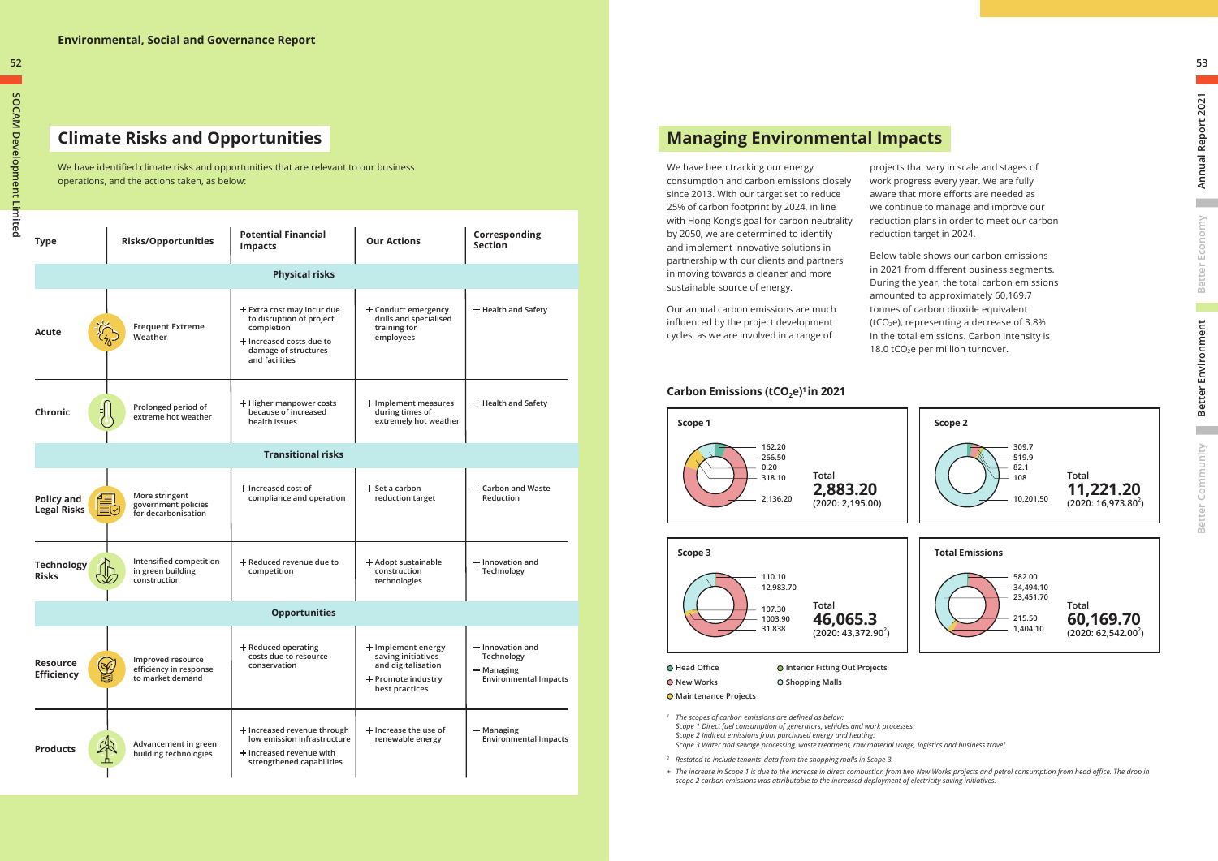## Climate Risks and Opportunities

We have identified climate risks and opportunities that are relevant to our business operations, and the actions taken, as below:

| Type | Risks/Opportunities | Potential Financial Impacts | Our Actions | Corresponding Section |
|---|---|---|---|---|
| **Physical risks** | | | | |
| Acute | Frequent Extreme Weather | + Extra cost may incur due to disruption of project completion<br>+ Increased costs due to damage of structures and facilities | + Conduct emergency drills and specialised training for employees | + Health and Safety |
| Chronic | Prolonged period of extreme hot weather | + Higher manpower costs because of increased health issues | + Implement measures during times of extremely hot weather | + Health and Safety |
| **Transitional risks** | | | | |
| Policy and Legal Risks | More stringent government policies for decarbonisation | + Increased cost of compliance and operation | + Set a carbon reduction target | + Carbon and Waste Reduction |
| Technology Risks | Intensified competition in green building construction | + Reduced revenue due to competition | + Adopt sustainable construction technologies | + Innovation and Technology |
| **Opportunities** | | | | |
| Resource Efficiency | Improved resource efficiency in response to market demand | + Reduced operating costs due to resource conservation | + Implement energy-saving initiatives and digitalisation<br>+ Promote industry best practices | + Innovation and Technology<br>+ Managing Environmental Impacts |
| Products | Advancement in green building technologies | + Increased revenue through low emission infrastructure<br>+ Increased revenue with strengthened capabilities | + Increase the use of renewable energy | + Managing Environmental Impacts |

## Managing Environmental Impacts

We have been tracking our energy consumption and carbon emissions closely since 2013. With our target set to reduce 25% of carbon footprint by 2024, in line with Hong Kong's goal for carbon neutrality by 2050, we are determined to identify and implement innovative solutions in partnership with our clients and partners in moving towards a cleaner and more sustainable source of energy.

Our annual carbon emissions are much influenced by the project development cycles, as we are involved in a range of projects that vary in scale and stages of work progress every year. We are fully aware that more efforts are needed as we continue to manage and improve our reduction plans in order to meet our carbon reduction target in 2024.

Below table shows our carbon emissions in 2021 from different business segments. During the year, the total carbon emissions amounted to approximately 60,169.7 tonnes of carbon dioxide equivalent ($tCO_2e$), representing a decrease of 3.8% in the total emissions. Carbon intensity is 18.0 $tCO_2e$ per million turnover.

### Carbon Emissions ($tCO_2e$)[1] in 2021

**Scope 1**: 162.20; 266.50; 0.20; 318.10; 2,136.20 — Total **2,883.20** (2020: 2,195.00)

**Scope 2**: 309.7; 519.9; 82.1; 108; 10,201.50 — Total **11,221.20** (2020: 16,973.80[2])

**Scope 3**: 110.10; 12,983.70; 107.30; 1003.90; 31,838 — Total **46,065.3** (2020: 43,372.90[2])

**Total Emissions**: 582.00; 34,494.10; 23,451.70; 215.50; 1,404.10 — Total **60,169.70** (2020: 62,542.00[2])

Legend: Head Office; New Works; Maintenance Projects; Interior Fitting Out Projects; Shopping Malls

*[1] The scopes of carbon emissions are defined as below:*
*Scope 1 Direct fuel consumption of generators, vehicles and work processes.*
*Scope 2 Indirect emissions from purchased energy and heating.*
*Scope 3 Water and sewage processing, waste treatment, raw material usage, logistics and business travel.*

*[2] Restated to include tenants' data from the shopping malls in Scope 3.*

*+ The increase in Scope 1 is due to the increase in direct combustion from two New Works projects and petrol consumption from head office. The drop in scope 2 carbon emissions was attributable to the increased deployment of electricity saving initiatives.*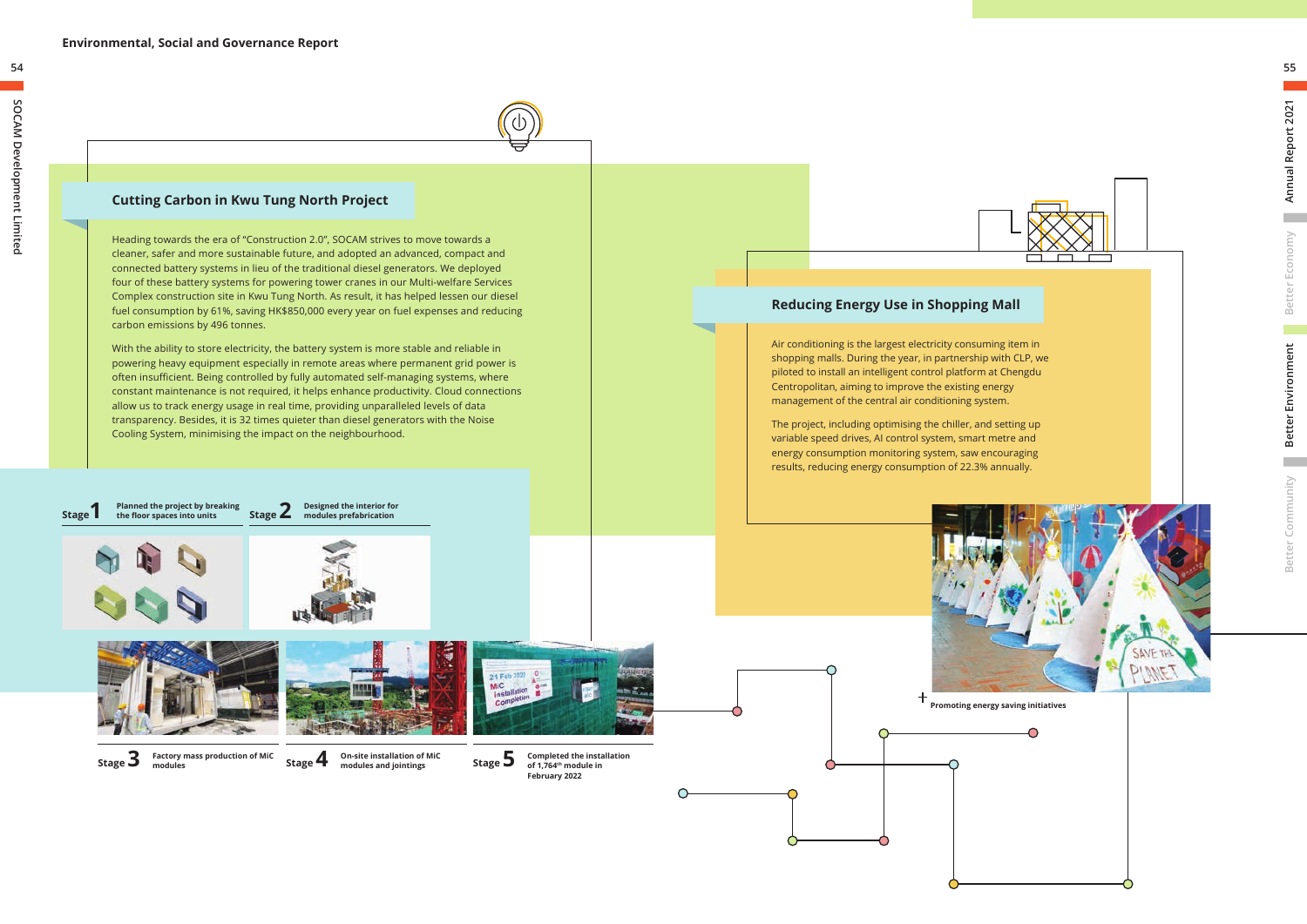## Cutting Carbon in Kwu Tung North Project

Heading towards the era of "Construction 2.0", SOCAM strives to move towards a cleaner, safer and more sustainable future, and adopted an advanced, compact and connected battery systems in lieu of the traditional diesel generators. We deployed four of these battery systems for powering tower cranes in our Multi-welfare Services Complex construction site in Kwu Tung North. As result, it has helped lessen our diesel fuel consumption by 61%, saving HK$850,000 every year on fuel expenses and reducing carbon emissions by 496 tonnes.

With the ability to store electricity, the battery system is more stable and reliable in powering heavy equipment especially in remote areas where permanent grid power is often insufficient. Being controlled by fully automated self-managing systems, where constant maintenance is not required, it helps enhance productivity. Cloud connections allow us to track energy usage in real time, providing unparalleled levels of data transparency. Besides, it is 32 times quieter than diesel generators with the Noise Cooling System, minimising the impact on the neighbourhood.

**Stage 1** Planned the project by breaking the floor spaces into units

**Stage 2** Designed the interior for modules prefabrication

**Stage 3** Factory mass production of MiC modules

**Stage 4** On-site installation of MiC modules and jointings

**Stage 5** Completed the installation of 1,764th module in February 2022

## Reducing Energy Use in Shopping Mall

Air conditioning is the largest electricity consuming item in shopping malls. During the year, in partnership with CLP, we piloted to install an intelligent control platform at Chengdu Centropolitan, aiming to improve the existing energy management of the central air conditioning system.

The project, including optimising the chiller, and setting up variable speed drives, AI control system, smart metre and energy consumption monitoring system, saw encouraging results, reducing energy consumption of 22.3% annually.

Promoting energy saving initiatives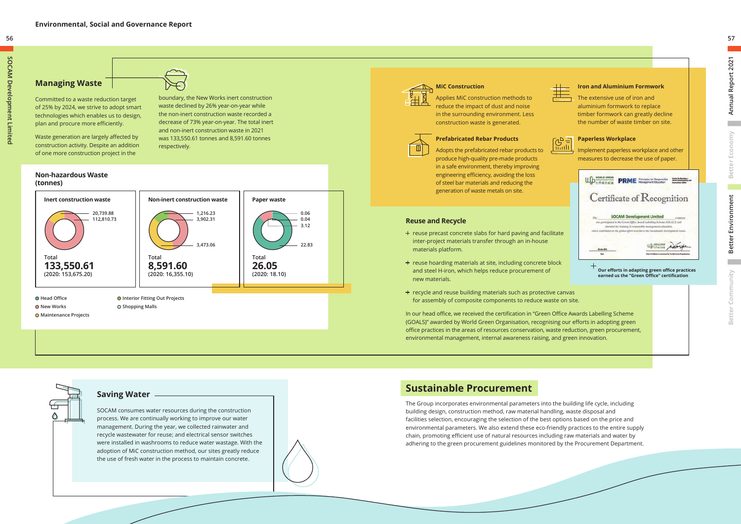## Managing Waste

Committed to a waste reduction target of 25% by 2024, we strive to adopt smart technologies which enables us to design, plan and procure more efficiently.

Waste generation are largely affected by construction activity. Despite an addition of one more construction project in the boundary, the New Works inert construction waste declined by 26% year-on-year while the non-inert construction waste recorded a decrease of 73% year-on-year. The total inert and non-inert construction waste in 2021 was 133,550.61 tonnes and 8,591.60 tonnes respectively.

### Non-hazardous Waste (tonnes)

**Inert construction waste**

- 20,739.88
- 112,810.73

Total **133,550.61** (2020: 153,675.20)

**Non-inert construction waste**

- 1,216.23
- 3,902.31
- 3,473.06

Total **8,591.60** (2020: 16,355.10)

**Paper waste**

- 0.06
- 0.04
- 3.12
- 22.83

Total **26.05** (2020: 18.10)

- Head Office
- New Works
- Maintenance Projects
- Interior Fitting Out Projects
- Shopping Malls

**MiC Construction**

Applies MiC construction methods to reduce the impact of dust and noise in the surrounding environment. Less construction waste is generated.

**Prefabricated Rebar Products**

Adopts the prefabricated rebar products to produce high-quality pre-made products in a safe environment, thereby improving engineering efficiency, avoiding the loss of steel bar materials and reducing the generation of waste metals on site.

**Iron and Aluminium Formwork**

The extensive use of iron and aluminium formwork to replace timber formwork can greatly decline the number of waste timber on site.

**Paperless Workplace**

Implement paperless workplace and other measures to decrease the use of paper.

**Our efforts in adapting green office practices earned us the "Green Office" certification**

### Reuse and Recycle

- reuse precast concrete slabs for hard paving and facilitate inter-project materials transfer through an in-house materials platform.
- reuse hoarding materials at site, including concrete block and steel H-iron, which helps reduce procurement of new materials.
- recycle and reuse building materials such as protective canvas for assembly of composite components to reduce waste on site.

In our head office, we received the certification in "Green Office Awards Labelling Scheme (GOALS)" awarded by World Green Organisation, recognising our efforts in adopting green office practices in the areas of resources conservation, waste reduction, green procurement, environmental management, internal awareness raising, and green innovation.

## Saving Water

SOCAM consumes water resources during the construction process. We are continually working to improve our water management. During the year, we collected rainwater and recycle wastewater for reuse; and electrical sensor switches were installed in washrooms to reduce water wastage. With the adoption of MiC construction method, our sites greatly reduce the use of fresh water in the process to maintain concrete.

## Sustainable Procurement

The Group incorporates environmental parameters into the building life cycle, including building design, construction method, raw material handling, waste disposal and facilities selection, encouraging the selection of the best options based on the price and environmental parameters. We also extend these eco-friendly practices to the entire supply chain, promoting efficient use of natural resources including raw materials and water by adhering to the green procurement guidelines monitored by the Procurement Department.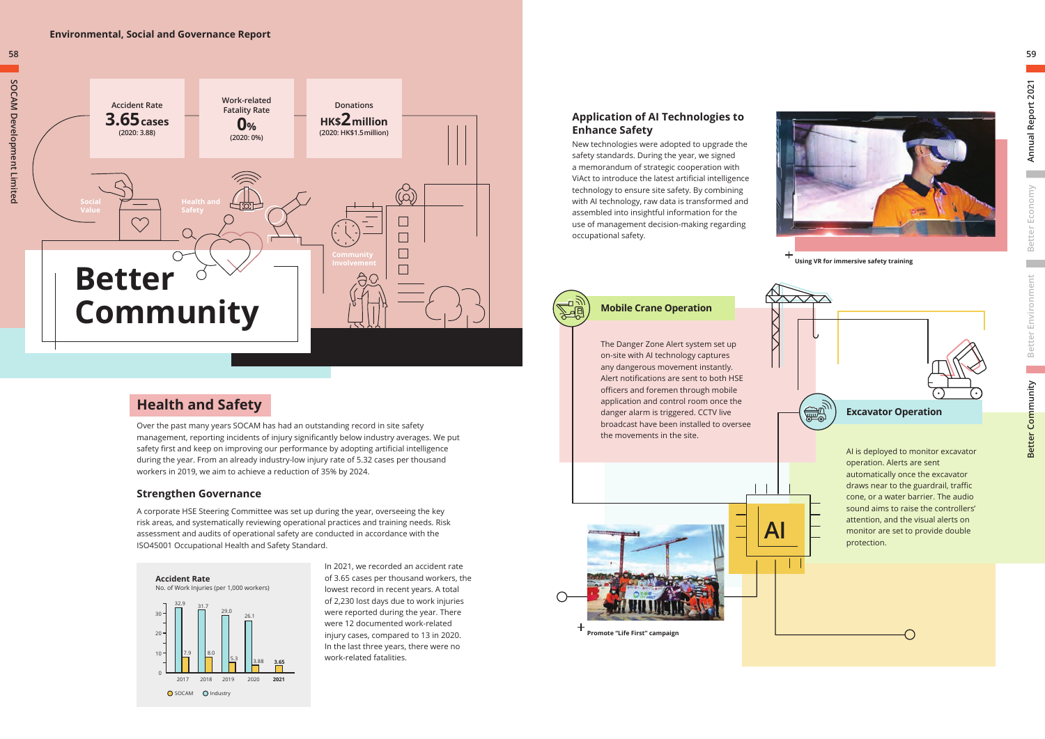| Accident Rate | Work-related Fatality Rate | Donations |
|---|---|---|
| 3.65 cases (2020: 3.88) | 0% (2020: 0%) | HK$2 million (2020: HK$1.5million) |

Social Value

Health and Safety

Community Involvement

# Better Community

## Health and Safety

Over the past many years SOCAM has had an outstanding record in site safety management, reporting incidents of injury significantly below industry averages. We put safety first and keep on improving our performance by adopting artificial intelligence during the year. From an already industry-low injury rate of 5.32 cases per thousand workers in 2019, we aim to achieve a reduction of 35% by 2024.

### Strengthen Governance

A corporate HSE Steering Committee was set up during the year, overseeing the key risk areas, and systematically reviewing operational practices and training needs. Risk assessment and audits of operational safety are conducted in accordance with the ISO45001 Occupational Health and Safety Standard.

**Accident Rate**

No. of Work Injuries (per 1,000 workers)

| Year | SOCAM | Industry |
|---|---|---|
| 2017 | 7.9 | 32.9 |
| 2018 | 8.0 | 31.7 |
| 2019 | 5.3 | 29.0 |
| 2020 | 3.88 | 26.1 |
| **2021** | **3.65** | |

In 2021, we recorded an accident rate of 3.65 cases per thousand workers, the lowest record in recent years. A total of 2,230 lost days due to work injuries were reported during the year. There were 12 documented work-related injury cases, compared to 13 in 2020. In the last three years, there were no work-related fatalities.

### Application of AI Technologies to Enhance Safety

New technologies were adopted to upgrade the safety standards. During the year, we signed a memorandum of strategic cooperation with ViAct to introduce the latest artificial intelligence technology to ensure site safety. By combining with AI technology, raw data is transformed and assembled into insightful information for the use of management decision-making regarding occupational safety.

Using VR for immersive safety training

#### Mobile Crane Operation

The Danger Zone Alert system set up on-site with AI technology captures any dangerous movement instantly. Alert notifications are sent to both HSE officers and foremen through mobile application and control room once the danger alarm is triggered. CCTV live broadcast have been installed to oversee the movements in the site.

#### Excavator Operation

AI is deployed to monitor excavator operation. Alerts are sent automatically once the excavator draws near to the guardrail, traffic cone, or a water barrier. The audio sound aims to raise the controllers' attention, and the visual alerts on monitor are set to provide double protection.

AI

Promote "Life First" campaign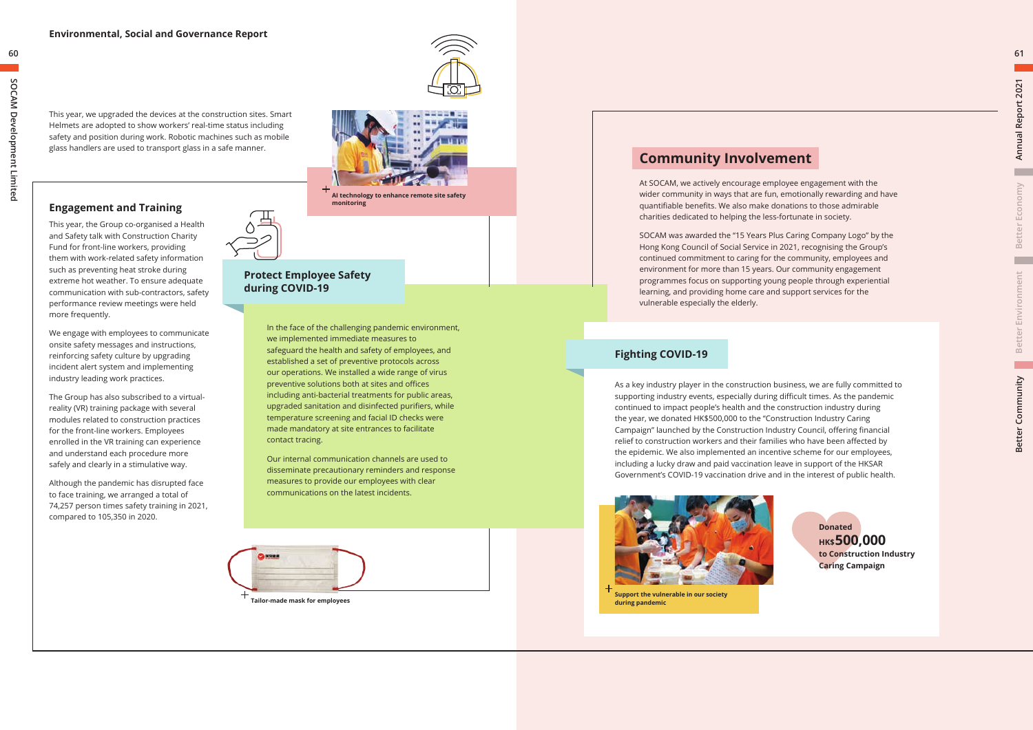This year, we upgraded the devices at the construction sites. Smart Helmets are adopted to show workers' real-time status including safety and position during work. Robotic machines such as mobile glass handlers are used to transport glass in a safe manner.

AI technology to enhance remote site safety monitoring

## Engagement and Training

This year, the Group co-organised a Health and Safety talk with Construction Charity Fund for front-line workers, providing them with work-related safety information such as preventing heat stroke during extreme hot weather. To ensure adequate communication with sub-contractors, safety performance review meetings were held more frequently.

We engage with employees to communicate onsite safety messages and instructions, reinforcing safety culture by upgrading incident alert system and implementing industry leading work practices.

The Group has also subscribed to a virtual-reality (VR) training package with several modules related to construction practices for the front-line workers. Employees enrolled in the VR training can experience and understand each procedure more safely and clearly in a stimulative way.

Although the pandemic has disrupted face to face training, we arranged a total of 74,257 person times safety training in 2021, compared to 105,350 in 2020.

## Protect Employee Safety during COVID-19

In the face of the challenging pandemic environment, we implemented immediate measures to safeguard the health and safety of employees, and established a set of preventive protocols across our operations. We installed a wide range of virus preventive solutions both at sites and offices including anti-bacterial treatments for public areas, upgraded sanitation and disinfected purifiers, while temperature screening and facial ID checks were made mandatory at site entrances to facilitate contact tracing.

Our internal communication channels are used to disseminate precautionary reminders and response measures to provide our employees with clear communications on the latest incidents.

Tailor-made mask for employees

# Community Involvement

At SOCAM, we actively encourage employee engagement with the wider community in ways that are fun, emotionally rewarding and have quantifiable benefits. We also make donations to those admirable charities dedicated to helping the less-fortunate in society.

SOCAM was awarded the "15 Years Plus Caring Company Logo" by the Hong Kong Council of Social Service in 2021, recognising the Group's continued commitment to caring for the community, employees and environment for more than 15 years. Our community engagement programmes focus on supporting young people through experiential learning, and providing home care and support services for the vulnerable especially the elderly.

## Fighting COVID-19

As a key industry player in the construction business, we are fully committed to supporting industry events, especially during difficult times. As the pandemic continued to impact people's health and the construction industry during the year, we donated HK$500,000 to the "Construction Industry Caring Campaign" launched by the Construction Industry Council, offering financial relief to construction workers and their families who have been affected by the epidemic. We also implemented an incentive scheme for our employees, including a lucky draw and paid vaccination leave in support of the HKSAR Government's COVID-19 vaccination drive and in the interest of public health.

Support the vulnerable in our society during pandemic

**Donated HK$500,000 to Construction Industry Caring Campaign**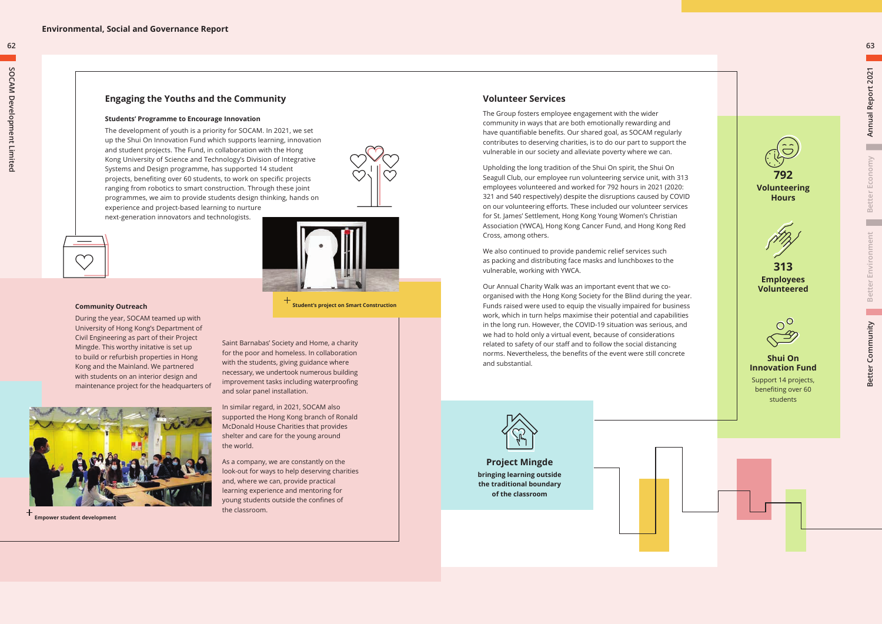## Engaging the Youths and the Community

### Students' Programme to Encourage Innovation

The development of youth is a priority for SOCAM. In 2021, we set up the Shui On Innovation Fund which supports learning, innovation and student projects. The Fund, in collaboration with the Hong Kong University of Science and Technology's Division of Integrative Systems and Design programme, has supported 14 student projects, benefiting over 60 students, to work on specific projects ranging from robotics to smart construction. Through these joint programmes, we aim to provide students design thinking, hands on experience and project-based learning to nurture next-generation innovators and technologists.

Student's project on Smart Construction

### Community Outreach

During the year, SOCAM teamed up with University of Hong Kong's Department of Civil Engineering as part of their Project Mingde. This worthy initative is set up to build or refurbish properties in Hong Kong and the Mainland. We partnered with students on an interior design and maintenance project for the headquarters of Saint Barnabas' Society and Home, a charity for the poor and homeless. In collaboration with the students, giving guidance where necessary, we undertook numerous building improvement tasks including waterproofing and solar panel installation.

In similar regard, in 2021, SOCAM also supported the Hong Kong branch of Ronald McDonald House Charities that provides shelter and care for the young around the world.

As a company, we are constantly on the look-out for ways to help deserving charities and, where we can, provide practical learning experience and mentoring for young students outside the confines of the classroom.

Empower student development

## Volunteer Services

The Group fosters employee engagement with the wider community in ways that are both emotionally rewarding and have quantifiable benefits. Our shared goal, as SOCAM regularly contributes to deserving charities, is to do our part to support the vulnerable in our society and alleviate poverty where we can.

Upholding the long tradition of the Shui On spirit, the Shui On Seagull Club, our employee run volunteering service unit, with 313 employees volunteered and worked for 792 hours in 2021 (2020: 321 and 540 respectively) despite the disruptions caused by COVID on our volunteering efforts. These included our volunteer services for St. James' Settlement, Hong Kong Young Women's Christian Association (YWCA), Hong Kong Cancer Fund, and Hong Kong Red Cross, among others.

We also continued to provide pandemic relief services such as packing and distributing face masks and lunchboxes to the vulnerable, working with YWCA.

Our Annual Charity Walk was an important event that we co-organised with the Hong Kong Society for the Blind during the year. Funds raised were used to equip the visually impaired for business work, which in turn helps maximise their potential and capabilities in the long run. However, the COVID-19 situation was serious, and we had to hold only a virtual event, because of considerations related to safety of our staff and to follow the social distancing norms. Nevertheless, the benefits of the event were still concrete and substantial.

**Project Mingde**

**bringing learning outside the traditional boundary of the classroom**

**792**
**Volunteering Hours**

**313**
**Employees Volunteered**

**Shui On Innovation Fund**
Support 14 projects, benefiting over 60 students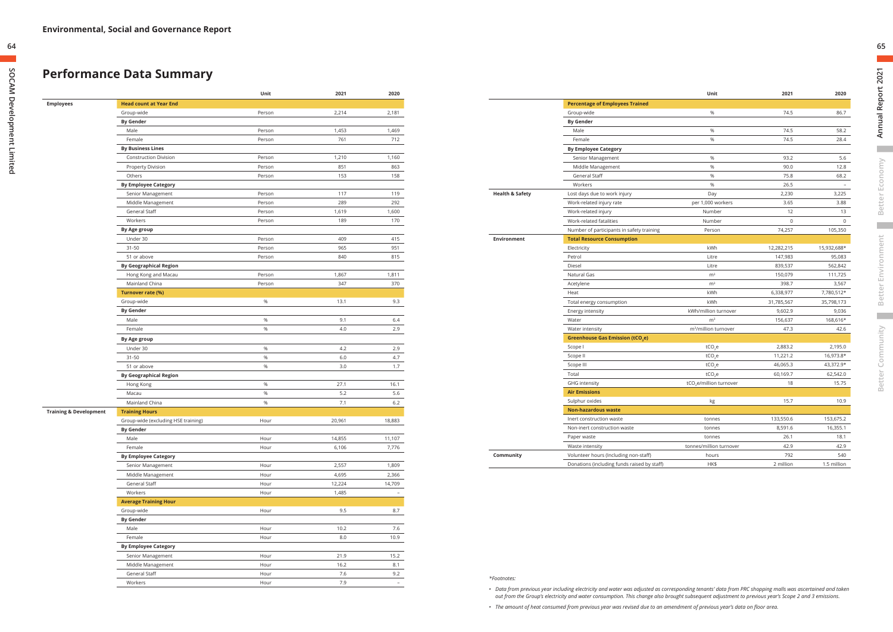# Performance Data Summary

| | | Unit | 2021 | 2020 |
|---|---|---|---|---|
| **Employees** | **Head count at Year End** | | | |
| | Group-wide | Person | 2,214 | 2,181 |
| | **By Gender** | | | |
| | Male | Person | 1,453 | 1,469 |
| | Female | Person | 761 | 712 |
| | **By Business Lines** | | | |
| | Construction Division | Person | 1,210 | 1,160 |
| | Property Division | Person | 851 | 863 |
| | Others | Person | 153 | 158 |
| | **By Employee Category** | | | |
| | Senior Management | Person | 117 | 119 |
| | Middle Management | Person | 289 | 292 |
| | General Staff | Person | 1,619 | 1,600 |
| | Workers | Person | 189 | 170 |
| | **By Age group** | | | |
| | Under 30 | Person | 409 | 415 |
| | 31-50 | Person | 965 | 951 |
| | 51 or above | Person | 840 | 815 |
| | **By Geographical Region** | | | |
| | Hong Kong and Macau | Person | 1,867 | 1,811 |
| | Mainland China | Person | 347 | 370 |
| | **Turnover rate (%)** | | | |
| | Group-wide | % | 13.1 | 9.3 |
| | **By Gender** | | | |
| | Male | % | 9.1 | 6.4 |
| | Female | % | 4.0 | 2.9 |
| | **By Age group** | | | |
| | Under 30 | % | 4.2 | 2.9 |
| | 31-50 | % | 6.0 | 4.7 |
| | 51 or above | % | 3.0 | 1.7 |
| | **By Geographical Region** | | | |
| | Hong Kong | % | 27.1 | 16.1 |
| | Macau | % | 5.2 | 5.6 |
| | Mainland China | % | 7.1 | 6.2 |
| **Training & Development** | **Training Hours** | | | |
| | Group-wide (excluding HSE training) | Hour | 20,961 | 18,883 |
| | **By Gender** | | | |
| | Male | Hour | 14,855 | 11,107 |
| | Female | Hour | 6,106 | 7,776 |
| | **By Employee Category** | | | |
| | Senior Management | Hour | 2,557 | 1,809 |
| | Middle Management | Hour | 4,695 | 2,366 |
| | General Staff | Hour | 12,224 | 14,709 |
| | Workers | Hour | 1,485 | – |
| | **Average Training Hour** | | | |
| | Group-wide | Hour | 9.5 | 8.7 |
| | **By Gender** | | | |
| | Male | Hour | 10.2 | 7.6 |
| | Female | Hour | 8.0 | 10.9 |
| | **By Employee Category** | | | |
| | Senior Management | Hour | 21.9 | 15.2 |
| | Middle Management | Hour | 16.2 | 8.1 |
| | General Staff | Hour | 7.6 | 9.2 |
| | Workers | Hour | 7.9 | – |
| | **Percentage of Employees Trained** | | | |
| | Group-wide | % | 74.5 | 86.7 |
| | **By Gender** | | | |
| | Male | % | 74.5 | 58.2 |
| | Female | % | 74.5 | 28.4 |
| | **By Employee Category** | | | |
| | Senior Management | % | 93.2 | 5.6 |
| | Middle Management | % | 90.0 | 12.8 |
| | General Staff | % | 75.8 | 68.2 |
| | Workers | % | 26.5 | – |
| **Health & Safety** | Lost days due to work injury | Day | 2,230 | 3,225 |
| | Work-related injury rate | per 1,000 workers | 3.65 | 3.88 |
| | Work-related injury | Number | 12 | 13 |
| | Work-related fatalities | Number | 0 | 0 |
| | Number of participants in safety training | Person | 74,257 | 105,350 |
| **Environment** | **Total Resource Consumption** | | | |
| | Electricity | kWh | 12,282,215 | 15,932,688* |
| | Petrol | Litre | 147,983 | 95,083 |
| | Diesel | Litre | 839,537 | 562,842 |
| | Natural Gas | $m^3$ | 150,079 | 111,725 |
| | Acetylene | $m^3$ | 398.7 | 3,567 |
| | Heat | kWh | 6,338,977 | 7,780,512* |
| | Total energy consumption | kWh | 31,785,567 | 35,798,173 |
| | Energy intensity | kWh/million turnover | 9,602.9 | 9,036 |
| | Water | $m^3$ | 156,637 | 168,616* |
| | Water intensity | $m^3$/million turnover | 47.3 | 42.6 |
| | **Greenhouse Gas Emission ($tCO_2e$)** | | | |
| | Scope I | $tCO_2e$ | 2,883.2 | 2,195.0 |
| | Scope II | $tCO_2e$ | 11,221.2 | 16,973.8* |
| | Scope III | $tCO_2e$ | 46,065.3 | 43,372.9* |
| | Total | $tCO_2e$ | 60,169.7 | 62,542.0 |
| | GHG intensity | $tCO_2e$/million turnover | 18 | 15.75 |
| | **Air Emissions** | | | |
| | Sulphur oxides | kg | 15.7 | 10.9 |
| | **Non-hazardous waste** | | | |
| | Inert construction waste | tonnes | 133,550.6 | 153,675.2 |
| | Non-inert construction waste | tonnes | 8,591.6 | 16,355.1 |
| | Paper waste | tonnes | 26.1 | 18.1 |
| | Waste intensity | tonnes/million turnover | 42.9 | 42.9 |
| **Community** | Volunteer hours (Including non-staff) | hours | 792 | 540 |
| | Donations (including funds raised by staff) | HK$ | 2 million | 1.5 million |

*\*Footnotes:*

- *Data from previous year including electricity and water was adjusted as corresponding tenants' data from PRC shopping malls was ascertained and taken out from the Group's electricity and water consumption. This change also brought subsequent adjustment to previous year's Scope 2 and 3 emissions.*
- *The amount of heat consumed from previous year was revised due to an amendment of previous year's data on floor area.*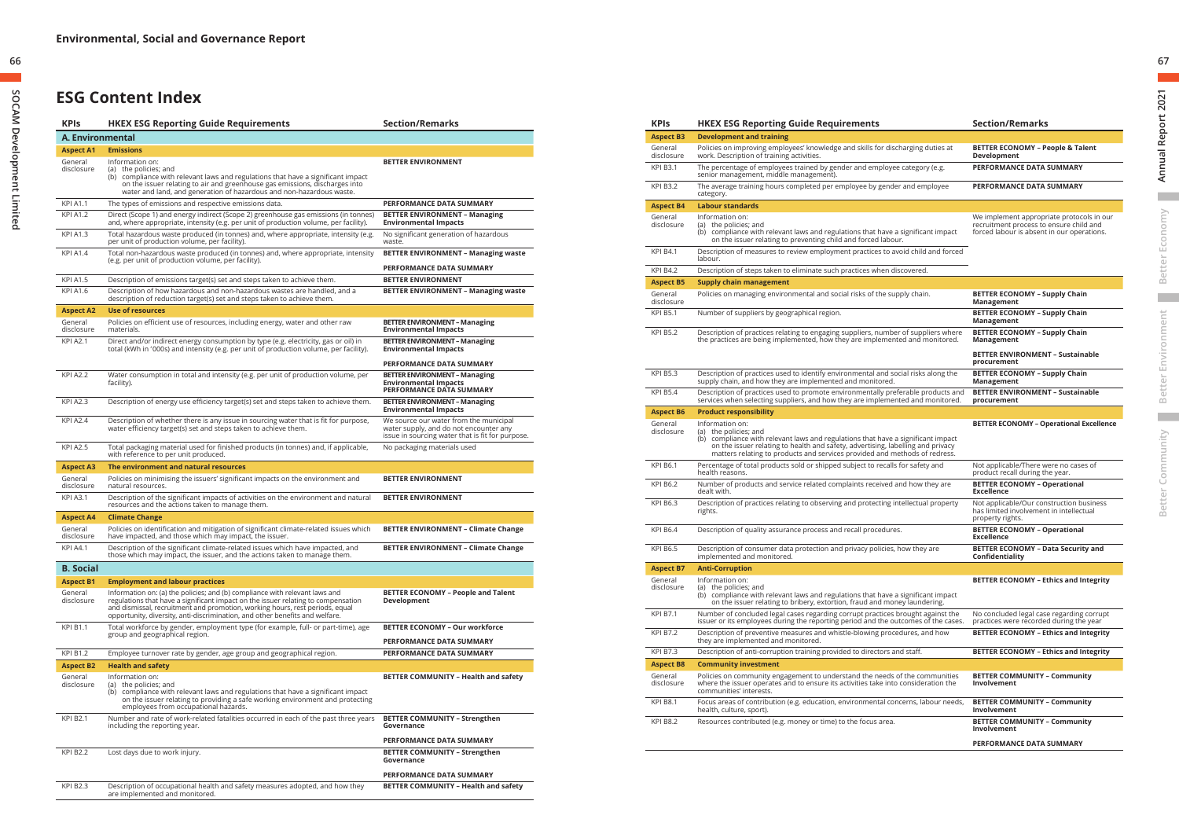# ESG Content Index

| KPIs | HKEX ESG Reporting Guide Requirements | Section/Remarks |
|---|---|---|
| **A. Environmental** | | |
| **Aspect A1** | **Emissions** | |
| General disclosure | Information on: (a) the policies; and (b) compliance with relevant laws and regulations that have a significant impact on the issuer relating to air and greenhouse gas emissions, discharges into water and land, and generation of hazardous and non-hazardous waste. | **BETTER ENVIRONMENT** |
| KPI A1.1 | The types of emissions and respective emissions data. | **PERFORMANCE DATA SUMMARY** |
| KPI A1.2 | Direct (Scope 1) and energy indirect (Scope 2) greenhouse gas emissions (in tonnes) and, where appropriate, intensity (e.g. per unit of production volume, per facility). | **BETTER ENVIRONMENT – Managing Environmental Impacts** |
| KPI A1.3 | Total hazardous waste produced (in tonnes) and, where appropriate, intensity (e.g. per unit of production volume, per facility). | No significant generation of hazardous waste. |
| KPI A1.4 | Total non-hazardous waste produced (in tonnes) and, where appropriate, intensity (e.g. per unit of production volume, per facility). | **BETTER ENVIRONMENT – Managing waste** **PERFORMANCE DATA SUMMARY** |
| KPI A1.5 | Description of emissions target(s) set and steps taken to achieve them. | **BETTER ENVIRONMENT** |
| KPI A1.6 | Description of how hazardous and non-hazardous wastes are handled, and a description of reduction target(s) set and steps taken to achieve them. | **BETTER ENVIRONMENT – Managing waste** |
| **Aspect A2** | **Use of resources** | |
| General disclosure | Policies on efficient use of resources, including energy, water and other raw materials. | **BETTER ENVIRONMENT – Managing Environmental Impacts** |
| KPI A2.1 | Direct and/or indirect energy consumption by type (e.g. electricity, gas or oil) in total (kWh in '000s) and intensity (e.g. per unit of production volume, per facility). | **BETTER ENVIRONMENT – Managing Environmental Impacts** **PERFORMANCE DATA SUMMARY** |
| KPI A2.2 | Water consumption in total and intensity (e.g. per unit of production volume, per facility). | **BETTER ENVIRONMENT – Managing Environmental Impacts** **PERFORMANCE DATA SUMMARY** |
| KPI A2.3 | Description of energy use efficiency target(s) set and steps taken to achieve them. | **BETTER ENVIRONMENT – Managing Environmental Impacts** |
| KPI A2.4 | Description of whether there is any issue in sourcing water that is fit for purpose, water efficiency target(s) set and steps taken to achieve them. | We source our water from the municipal water supply, and do not encounter any issue in sourcing water that is fit for purpose. |
| KPI A2.5 | Total packaging material used for finished products (in tonnes) and, if applicable, with reference to per unit produced. | No packaging materials used |
| **Aspect A3** | **The environment and natural resources** | |
| General disclosure | Policies on minimising the issuers' significant impacts on the environment and natural resources. | **BETTER ENVIRONMENT** |
| KPI A3.1 | Description of the significant impacts of activities on the environment and natural resources and the actions taken to manage them. | **BETTER ENVIRONMENT** |
| **Aspect A4** | **Climate Change** | |
| General disclosure | Policies on identification and mitigation of significant climate-related issues which have impacted, and those which may impact, the issuer. | **BETTER ENVIRONMENT – Climate Change** |
| KPI A4.1 | Description of the significant climate-related issues which have impacted, and those which may impact, the issuer, and the actions taken to manage them. | **BETTER ENVIRONMENT – Climate Change** |
| **B. Social** | | |
| **Aspect B1** | **Employment and labour practices** | |
| General disclosure | Information on: (a) the policies; and (b) compliance with relevant laws and regulations that have a significant impact on the issuer relating to compensation and dismissal, recruitment and promotion, working hours, rest periods, equal opportunity, diversity, anti-discrimination, and other benefits and welfare. | **BETTER ECONOMY – People and Talent Development** |
| KPI B1.1 | Total workforce by gender, employment type (for example, full- or part-time), age group and geographical region. | **BETTER ECONOMY – Our workforce** **PERFORMANCE DATA SUMMARY** |
| KPI B1.2 | Employee turnover rate by gender, age group and geographical region. | **PERFORMANCE DATA SUMMARY** |
| **Aspect B2** | **Health and safety** | |
| General disclosure | Information on: (a) the policies; and (b) compliance with relevant laws and regulations that have a significant impact on the issuer relating to providing a safe working environment and protecting employees from occupational hazards. | **BETTER COMMUNITY – Health and safety** |
| KPI B2.1 | Number and rate of work-related fatalities occurred in each of the past three years including the reporting year. | **BETTER COMMUNITY – Strengthen Governance** **PERFORMANCE DATA SUMMARY** |
| KPI B2.2 | Lost days due to work injury. | **BETTER COMMUNITY – Strengthen Governance** **PERFORMANCE DATA SUMMARY** |
| KPI B2.3 | Description of occupational health and safety measures adopted, and how they are implemented and monitored. | **BETTER COMMUNITY – Health and safety** |
| **Aspect B3** | **Development and training** | |
| General disclosure | Policies on improving employees' knowledge and skills for discharging duties at work. Description of training activities. | **BETTER ECONOMY – People & Talent Development** |
| KPI B3.1 | The percentage of employees trained by gender and employee category (e.g. senior management, middle management). | **PERFORMANCE DATA SUMMARY** |
| KPI B3.2 | The average training hours completed per employee by gender and employee category. | **PERFORMANCE DATA SUMMARY** |
| **Aspect B4** | **Labour standards** | |
| General disclosure | Information on: (a) the policies; and (b) compliance with relevant laws and regulations that have a significant impact on the issuer relating to preventing child and forced labour. | We implement appropriate protocols in our recruitment process to ensure child and forced labour is absent in our operations. |
| KPI B4.1 | Description of measures to review employment practices to avoid child and forced labour. | |
| KPI B4.2 | Description of steps taken to eliminate such practices when discovered. | |
| **Aspect B5** | **Supply chain management** | |
| General disclosure | Policies on managing environmental and social risks of the supply chain. | **BETTER ECONOMY – Supply Chain Management** |
| KPI B5.1 | Number of suppliers by geographical region. | **BETTER ECONOMY – Supply Chain Management** |
| KPI B5.2 | Description of practices relating to engaging suppliers, number of suppliers where the practices are being implemented, how they are implemented and monitored. | **BETTER ECONOMY – Supply Chain Management** **BETTER ENVIRONMENT – Sustainable procurement** |
| KPI B5.3 | Description of practices used to identify environmental and social risks along the supply chain, and how they are implemented and monitored. | **BETTER ECONOMY – Supply Chain Management** |
| KPI B5.4 | Description of practices used to promote environmentally preferable products and services when selecting suppliers, and how they are implemented and monitored. | **BETTER ENVIRONMENT – Sustainable procurement** |
| **Aspect B6** | **Product responsibility** | |
| General disclosure | Information on: (a) the policies; and (b) compliance with relevant laws and regulations that have a significant impact on the issuer relating to health and safety, advertising, labelling and privacy matters relating to products and services provided and methods of redress. | **BETTER ECONOMY – Operational Excellence** |
| KPI B6.1 | Percentage of total products sold or shipped subject to recalls for safety and health reasons. | Not applicable/There were no cases of product recall during the year. |
| KPI B6.2 | Number of products and service related complaints received and how they are dealt with. | **BETTER ECONOMY – Operational Excellence** |
| KPI B6.3 | Description of practices relating to observing and protecting intellectual property rights. | Not applicable/Our construction business has limited involvement in intellectual property rights. |
| KPI B6.4 | Description of quality assurance process and recall procedures. | **BETTER ECONOMY – Operational Excellence** |
| KPI B6.5 | Description of consumer data protection and privacy policies, how they are implemented and monitored. | **BETTER ECONOMY – Data Security and Confidentiality** |
| **Aspect B7** | **Anti-Corruption** | |
| General disclosure | Information on: (a) the policies; and (b) compliance with relevant laws and regulations that have a significant impact on the issuer relating to bribery, extortion, fraud and money laundering. | **BETTER ECONOMY – Ethics and Integrity** |
| KPI B7.1 | Number of concluded legal cases regarding corrupt practices brought against the issuer or its employees during the reporting period and the outcomes of the cases. | No concluded legal case regarding corrupt practices were recorded during the year |
| KPI B7.2 | Description of preventive measures and whistle-blowing procedures, and how they are implemented and monitored. | **BETTER ECONOMY – Ethics and Integrity** |
| KPI B7.3 | Description of anti-corruption training provided to directors and staff. | **BETTER ECONOMY – Ethics and Integrity** |
| **Aspect B8** | **Community investment** | |
| General disclosure | Policies on community engagement to understand the needs of the communities where the issuer operates and to ensure its activities take into consideration the communities' interests. | **BETTER COMMUNITY – Community Involvement** |
| KPI B8.1 | Focus areas of contribution (e.g. education, environmental concerns, labour needs, health, culture, sport). | **BETTER COMMUNITY – Community Involvement** |
| KPI B8.2 | Resources contributed (e.g. money or time) to the focus area. | **BETTER COMMUNITY – Community Involvement** **PERFORMANCE DATA SUMMARY** |